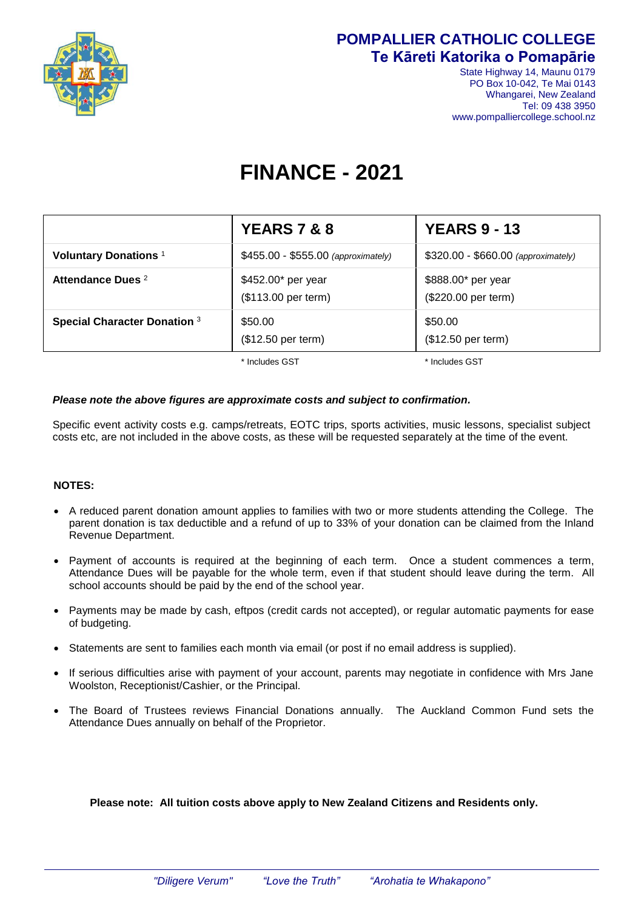**POMPALLIER CATHOLIC COLLEGE**
**Te Kāreti Katorika o Pomapārie**

State Highway 14, Maunu 0179
PO Box 10-042, Te Mai 0143
Whangarei, New Zealand
Tel: 09 438 3950
www.pompalliercollege.school.nz

# FINANCE - 2021

| | YEARS 7 & 8 | YEARS 9 - 13 |
|---|---|---|
| **Voluntary Donations** [1] | $455.00 - $555.00 *(approximately)* | $320.00 - $660.00 *(approximately)* |
| **Attendance Dues** [2] | $452.00* per year<br>($113.00 per term) | $888.00* per year<br>($220.00 per term) |
| **Special Character Donation** [3] | $50.00<br>($12.50 per term) | $50.00<br>($12.50 per term) |
| | * Includes GST | * Includes GST |

***Please note the above figures are approximate costs and subject to confirmation.***

Specific event activity costs e.g. camps/retreats, EOTC trips, sports activities, music lessons, specialist subject costs etc, are not included in the above costs, as these will be requested separately at the time of the event.

**NOTES:**

- A reduced parent donation amount applies to families with two or more students attending the College. The parent donation is tax deductible and a refund of up to 33% of your donation can be claimed from the Inland Revenue Department.
- Payment of accounts is required at the beginning of each term. Once a student commences a term, Attendance Dues will be payable for the whole term, even if that student should leave during the term. All school accounts should be paid by the end of the school year.
- Payments may be made by cash, eftpos (credit cards not accepted), or regular automatic payments for ease of budgeting.
- Statements are sent to families each month via email (or post if no email address is supplied).
- If serious difficulties arise with payment of your account, parents may negotiate in confidence with Mrs Jane Woolston, Receptionist/Cashier, or the Principal.
- The Board of Trustees reviews Financial Donations annually. The Auckland Common Fund sets the Attendance Dues annually on behalf of the Proprietor.

**Please note: All tuition costs above apply to New Zealand Citizens and Residents only.**

*"Diligere Verum"* *"Love the Truth"* *"Arohatia te Whakapono"*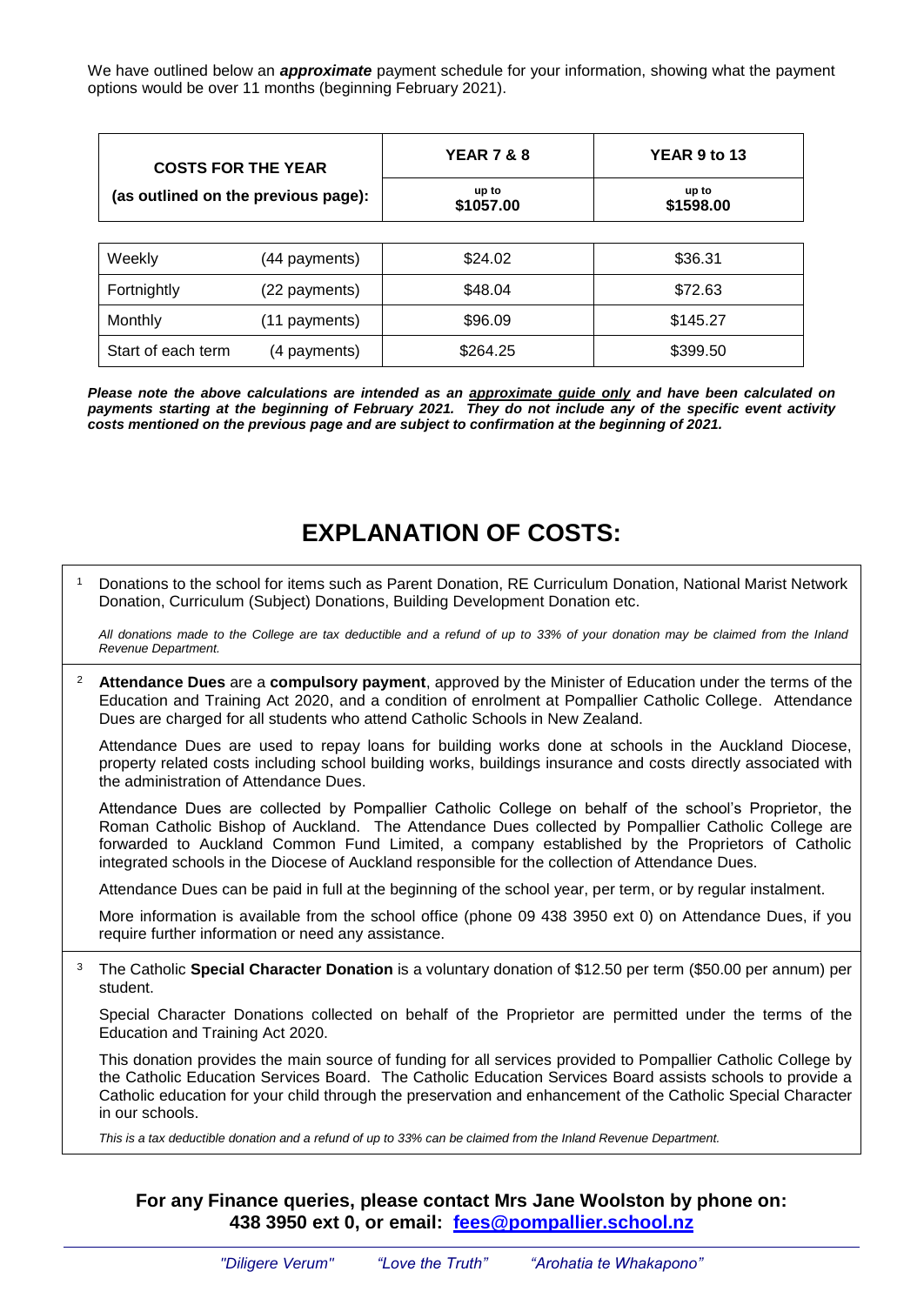We have outlined below an ***approximate*** payment schedule for your information, showing what the payment options would be over 11 months (beginning February 2021).

| **COSTS FOR THE YEAR** (as outlined on the previous page): | | **YEAR 7 & 8** up to **$1057.00** | **YEAR 9 to 13** up to **$1598.00** |
|---|---|---|---|
| Weekly | (44 payments) | $24.02 | $36.31 |
| Fortnightly | (22 payments) | $48.04 | $72.63 |
| Monthly | (11 payments) | $96.09 | $145.27 |
| Start of each term | (4 payments) | $264.25 | $399.50 |

***Please note the above calculations are intended as an approximate guide only and have been calculated on payments starting at the beginning of February 2021. They do not include any of the specific event activity costs mentioned on the previous page and are subject to confirmation at the beginning of 2021.***

# EXPLANATION OF COSTS:

[1] Donations to the school for items such as Parent Donation, RE Curriculum Donation, National Marist Network Donation, Curriculum (Subject) Donations, Building Development Donation etc.

*All donations made to the College are tax deductible and a refund of up to 33% of your donation may be claimed from the Inland Revenue Department.*

[2] **Attendance Dues** are a **compulsory payment**, approved by the Minister of Education under the terms of the Education and Training Act 2020, and a condition of enrolment at Pompallier Catholic College. Attendance Dues are charged for all students who attend Catholic Schools in New Zealand.

Attendance Dues are used to repay loans for building works done at schools in the Auckland Diocese, property related costs including school building works, buildings insurance and costs directly associated with the administration of Attendance Dues.

Attendance Dues are collected by Pompallier Catholic College on behalf of the school's Proprietor, the Roman Catholic Bishop of Auckland. The Attendance Dues collected by Pompallier Catholic College are forwarded to Auckland Common Fund Limited, a company established by the Proprietors of Catholic integrated schools in the Diocese of Auckland responsible for the collection of Attendance Dues.

Attendance Dues can be paid in full at the beginning of the school year, per term, or by regular instalment.

More information is available from the school office (phone 09 438 3950 ext 0) on Attendance Dues, if you require further information or need any assistance.

[3] The Catholic **Special Character Donation** is a voluntary donation of $12.50 per term ($50.00 per annum) per student.

Special Character Donations collected on behalf of the Proprietor are permitted under the terms of the Education and Training Act 2020.

This donation provides the main source of funding for all services provided to Pompallier Catholic College by the Catholic Education Services Board. The Catholic Education Services Board assists schools to provide a Catholic education for your child through the preservation and enhancement of the Catholic Special Character in our schools.

*This is a tax deductible donation and a refund of up to 33% can be claimed from the Inland Revenue Department.*

**For any Finance queries, please contact Mrs Jane Woolston by phone on: 438 3950 ext 0, or email: [fees@pompallier.school.nz](mailto:fees@pompallier.school.nz)**

*"Diligere Verum"* *"Love the Truth"* *"Arohatia te Whakapono"*